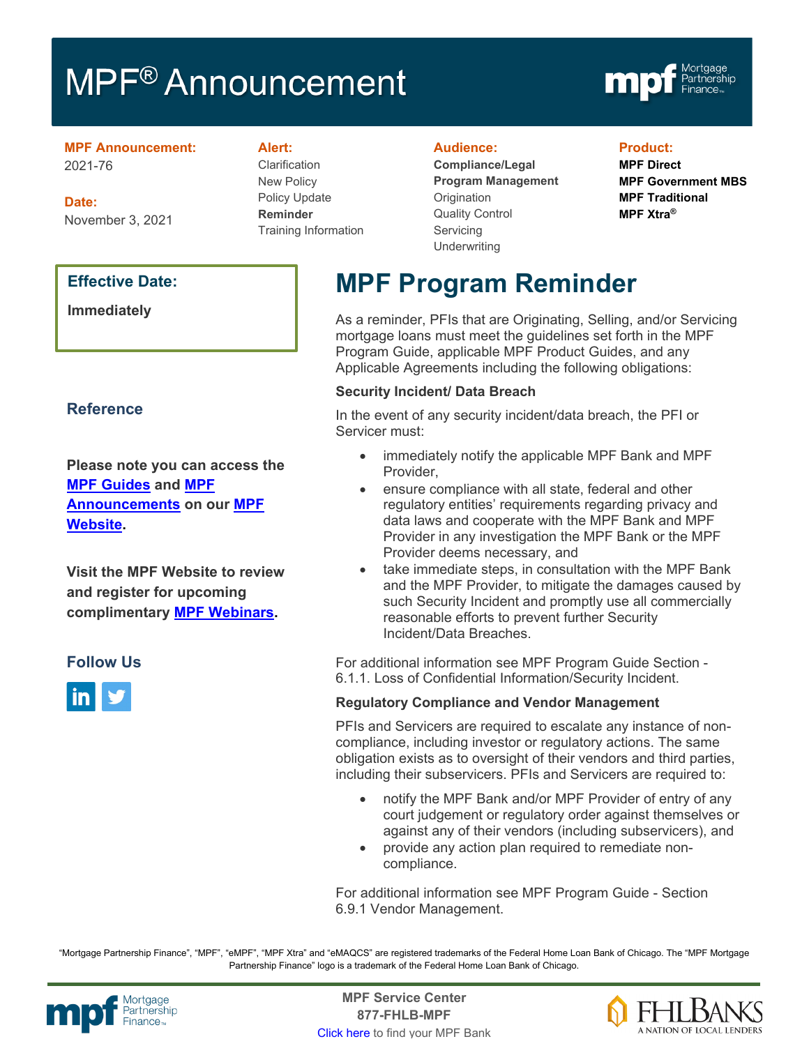# MPF® Announcement

**MPF Announcement:**
2021-76

**Date:**
November 3, 2021

**Alert:**
Clarification
New Policy
Policy Update
**Reminder**
Training Information

**Audience:**
**Compliance/Legal**
**Program Management**
Origination
Quality Control
Servicing
Underwriting

**Product:**
**MPF Direct**
**MPF Government MBS**
**MPF Traditional**
**MPF Xtra®**

**Effective Date:**

**Immediately**

## MPF Program Reminder

As a reminder, PFIs that are Originating, Selling, and/or Servicing mortgage loans must meet the guidelines set forth in the MPF Program Guide, applicable MPF Product Guides, and any Applicable Agreements including the following obligations:

**Security Incident/ Data Breach**

In the event of any security incident/data breach, the PFI or Servicer must:

- immediately notify the applicable MPF Bank and MPF Provider,
- ensure compliance with all state, federal and other regulatory entities' requirements regarding privacy and data laws and cooperate with the MPF Bank and MPF Provider in any investigation the MPF Bank or the MPF Provider deems necessary, and
- take immediate steps, in consultation with the MPF Bank and the MPF Provider, to mitigate the damages caused by such Security Incident and promptly use all commercially reasonable efforts to prevent further Security Incident/Data Breaches.

For additional information see MPF Program Guide Section - 6.1.1. Loss of Confidential Information/Security Incident.

**Regulatory Compliance and Vendor Management**

PFIs and Servicers are required to escalate any instance of non-compliance, including investor or regulatory actions. The same obligation exists as to oversight of their vendors and third parties, including their subservicers. PFIs and Servicers are required to:

- notify the MPF Bank and/or MPF Provider of entry of any court judgement or regulatory order against themselves or against any of their vendors (including subservicers), and
- provide any action plan required to remediate non-compliance.

For additional information see MPF Program Guide - Section 6.9.1 Vendor Management.

### Reference

**Please note you can access the MPF Guides and MPF Announcements on our MPF Website.**

**Visit the MPF Website to review and register for upcoming complimentary MPF Webinars.**

### Follow Us

"Mortgage Partnership Finance", "MPF", "eMPF", "MPF Xtra" and "eMAQCS" are registered trademarks of the Federal Home Loan Bank of Chicago. The "MPF Mortgage Partnership Finance" logo is a trademark of the Federal Home Loan Bank of Chicago.

**MPF Service Center**
**877-FHLB-MPF**
Click here to find your MPF Bank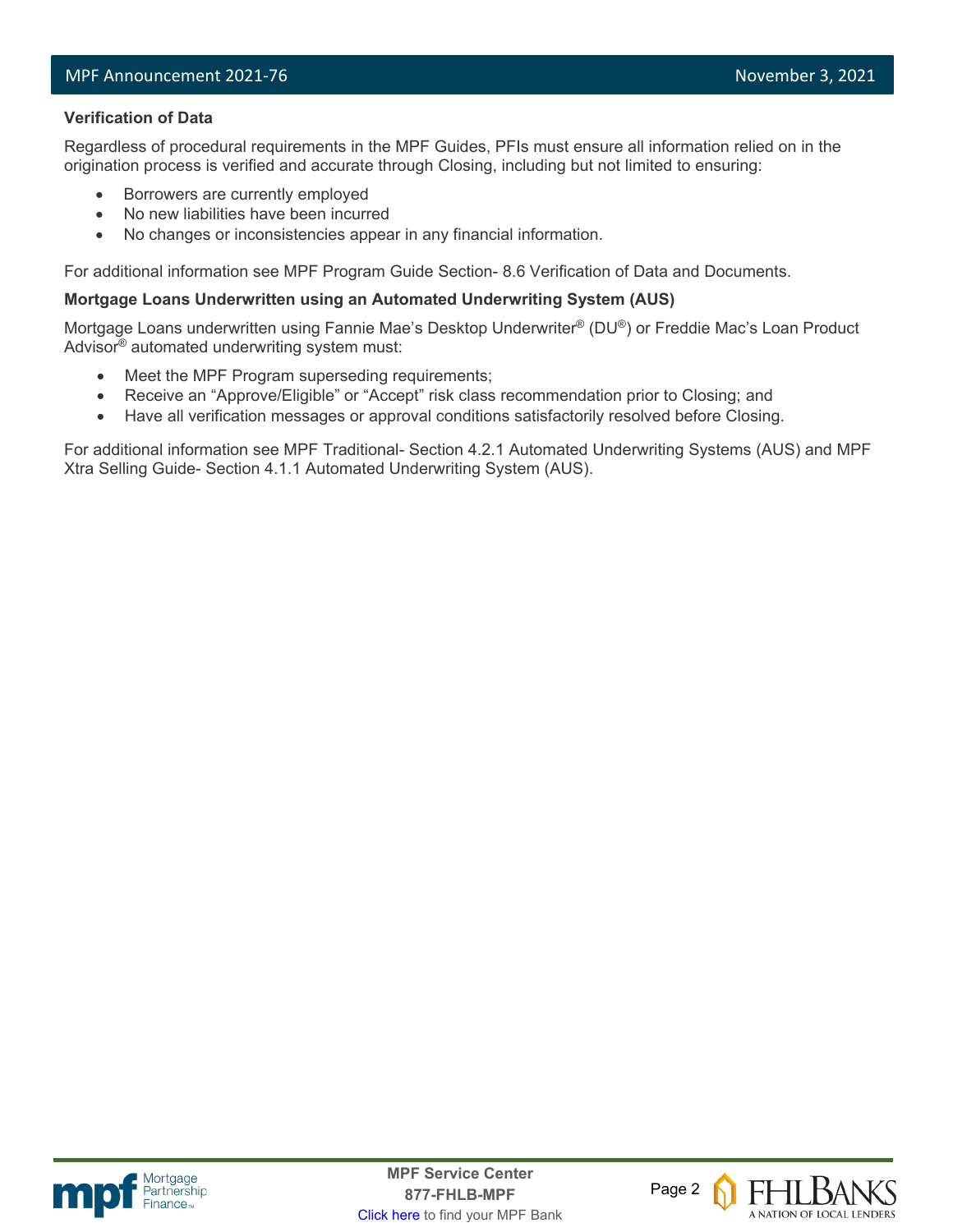### Verification of Data

Regardless of procedural requirements in the MPF Guides, PFIs must ensure all information relied on in the origination process is verified and accurate through Closing, including but not limited to ensuring:

- Borrowers are currently employed
- No new liabilities have been incurred
- No changes or inconsistencies appear in any financial information.

For additional information see MPF Program Guide Section- 8.6 Verification of Data and Documents.

### Mortgage Loans Underwritten using an Automated Underwriting System (AUS)

Mortgage Loans underwritten using Fannie Mae's Desktop Underwriter® (DU®) or Freddie Mac's Loan Product Advisor® automated underwriting system must:

- Meet the MPF Program superseding requirements;
- Receive an "Approve/Eligible" or "Accept" risk class recommendation prior to Closing; and
- Have all verification messages or approval conditions satisfactorily resolved before Closing.

For additional information see MPF Traditional- Section 4.2.1 Automated Underwriting Systems (AUS) and MPF Xtra Selling Guide- Section 4.1.1 Automated Underwriting System (AUS).